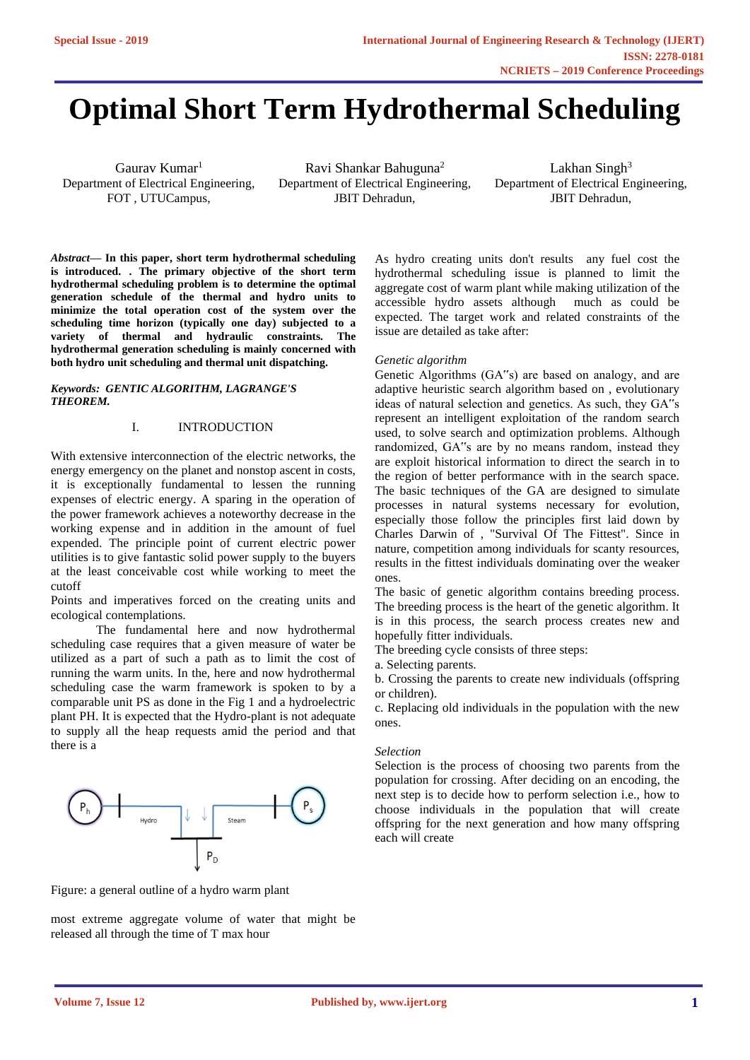# Optimal Short Term Hydrothermal Scheduling

Gaurav Kumar[1]
Department of Electrical Engineering,
FOT , UTUCampus,

Ravi Shankar Bahuguna[2]
Department of Electrical Engineering,
JBIT Dehradun,

Lakhan Singh[3]
Department of Electrical Engineering,
JBIT Dehradun,

***Abstract*— In this paper, short term hydrothermal scheduling is introduced. . The primary objective of the short term hydrothermal scheduling problem is to determine the optimal generation schedule of the thermal and hydro units to minimize the total operation cost of the system over the scheduling time horizon (typically one day) subjected to a variety of thermal and hydraulic constraints. The hydrothermal generation scheduling is mainly concerned with both hydro unit scheduling and thermal unit dispatching.**

***Keywords: GENTIC ALGORITHM, LAGRANGE'S THEOREM.***

## I. INTRODUCTION

With extensive interconnection of the electric networks, the energy emergency on the planet and nonstop ascent in costs, it is exceptionally fundamental to lessen the running expenses of electric energy. A sparing in the operation of the power framework achieves a noteworthy decrease in the working expense and in addition in the amount of fuel expended. The principle point of current electric power utilities is to give fantastic solid power supply to the buyers at the least conceivable cost while working to meet the cutoff

Points and imperatives forced on the creating units and ecological contemplations.

The fundamental here and now hydrothermal scheduling case requires that a given measure of water be utilized as a part of such a path as to limit the cost of running the warm units. In the, here and now hydrothermal scheduling case the warm framework is spoken to by a comparable unit PS as done in the Fig 1 and a hydroelectric plant PH. It is expected that the Hydro-plant is not adequate to supply all the heap requests amid the period and that there is a

Figure: a general outline of a hydro warm plant

most extreme aggregate volume of water that might be released all through the time of T max hour

As hydro creating units don't results any fuel cost the hydrothermal scheduling issue is planned to limit the aggregate cost of warm plant while making utilization of the accessible hydro assets although much as could be expected. The target work and related constraints of the issue are detailed as take after:

*Genetic algorithm*

Genetic Algorithms (GA"s) are based on analogy, and are adaptive heuristic search algorithm based on , evolutionary ideas of natural selection and genetics. As such, they GA"s represent an intelligent exploitation of the random search used, to solve search and optimization problems. Although randomized, GA"s are by no means random, instead they are exploit historical information to direct the search in to the region of better performance with in the search space. The basic techniques of the GA are designed to simulate processes in natural systems necessary for evolution, especially those follow the principles first laid down by Charles Darwin of , "Survival Of The Fittest". Since in nature, competition among individuals for scanty resources, results in the fittest individuals dominating over the weaker ones.

The basic of genetic algorithm contains breeding process. The breeding process is the heart of the genetic algorithm. It is in this process, the search process creates new and hopefully fitter individuals.

The breeding cycle consists of three steps:

a. Selecting parents.

b. Crossing the parents to create new individuals (offspring or children).

c. Replacing old individuals in the population with the new ones.

*Selection*

Selection is the process of choosing two parents from the population for crossing. After deciding on an encoding, the next step is to decide how to perform selection i.e., how to choose individuals in the population that will create offspring for the next generation and how many offspring each will create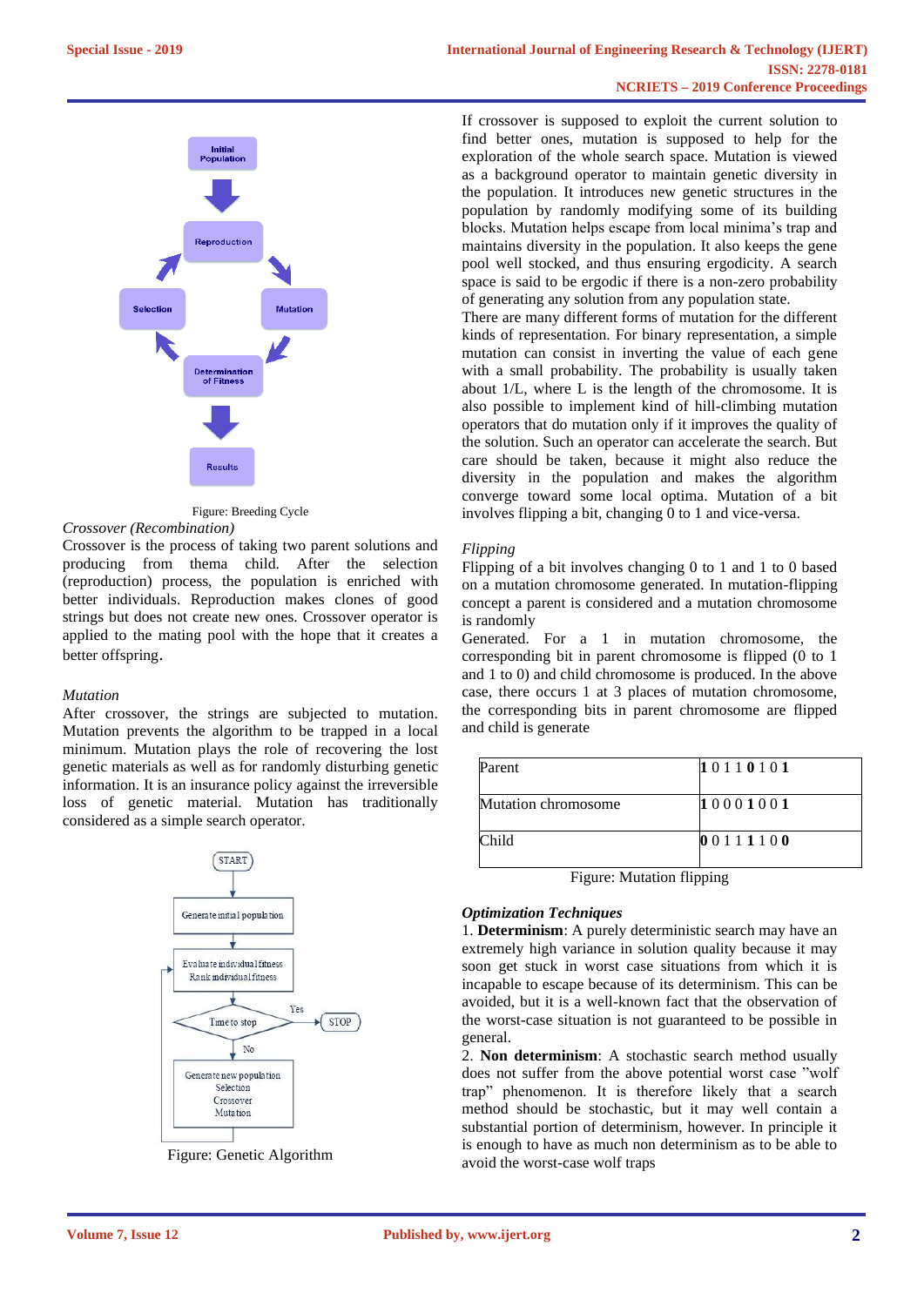Figure: Breeding Cycle

*Crossover (Recombination)*

Crossover is the process of taking two parent solutions and producing from thema child. After the selection (reproduction) process, the population is enriched with better individuals. Reproduction makes clones of good strings but does not create new ones. Crossover operator is applied to the mating pool with the hope that it creates a better offspring.

*Mutation*

After crossover, the strings are subjected to mutation. Mutation prevents the algorithm to be trapped in a local minimum. Mutation plays the role of recovering the lost genetic materials as well as for randomly disturbing genetic information. It is an insurance policy against the irreversible loss of genetic material. Mutation has traditionally considered as a simple search operator.

Figure: Genetic Algorithm

If crossover is supposed to exploit the current solution to find better ones, mutation is supposed to help for the exploration of the whole search space. Mutation is viewed as a background operator to maintain genetic diversity in the population. It introduces new genetic structures in the population by randomly modifying some of its building blocks. Mutation helps escape from local minima's trap and maintains diversity in the population. It also keeps the gene pool well stocked, and thus ensuring ergodicity. A search space is said to be ergodic if there is a non-zero probability of generating any solution from any population state.

There are many different forms of mutation for the different kinds of representation. For binary representation, a simple mutation can consist in inverting the value of each gene with a small probability. The probability is usually taken about 1/L, where L is the length of the chromosome. It is also possible to implement kind of hill-climbing mutation operators that do mutation only if it improves the quality of the solution. Such an operator can accelerate the search. But care should be taken, because it might also reduce the diversity in the population and makes the algorithm converge toward some local optima. Mutation of a bit involves flipping a bit, changing 0 to 1 and vice-versa.

*Flipping*

Flipping of a bit involves changing 0 to 1 and 1 to 0 based on a mutation chromosome generated. In mutation-flipping concept a parent is considered and a mutation chromosome is randomly

Generated. For a 1 in mutation chromosome, the corresponding bit in parent chromosome is flipped (0 to 1 and 1 to 0) and child chromosome is produced. In the above case, there occurs 1 at 3 places of mutation chromosome, the corresponding bits in parent chromosome are flipped and child is generate

| Parent | **1** 0 1 1 **0** 1 0 **1** |
|---|---|
| Mutation chromosome | **1** 0 0 0 **1** 0 0 **1** |
| Child | **0** 0 1 1 **1** 1 0 **0** |

Figure: Mutation flipping

***Optimization Techniques***

1. **Determinism**: A purely deterministic search may have an extremely high variance in solution quality because it may soon get stuck in worst case situations from which it is incapable to escape because of its determinism. This can be avoided, but it is a well-known fact that the observation of the worst-case situation is not guaranteed to be possible in general.

2. **Non determinism**: A stochastic search method usually does not suffer from the above potential worst case "wolf trap" phenomenon. It is therefore likely that a search method should be stochastic, but it may well contain a substantial portion of determinism, however. In principle it is enough to have as much non determinism as to be able to avoid the worst-case wolf traps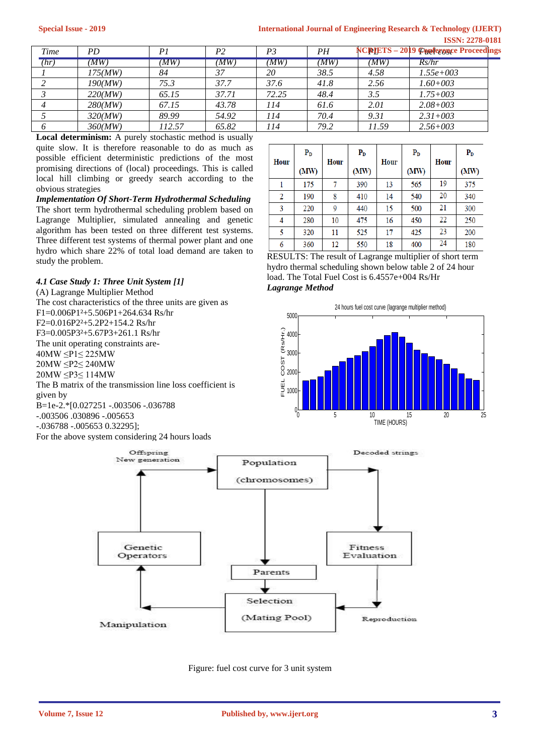| Time (hr) | PD (MW) | P1 (MW) | P2 (MW) | P3 (MW) | PH (MW) | PL (MW) | Fuel cost Rs/hr |
|---|---|---|---|---|---|---|---|
| 1 | 175(MW) | 84 | 37 | 20 | 38.5 | 4.58 | 1.55e+003 |
| 2 | 190(MW) | 75.3 | 37.7 | 37.6 | 41.8 | 2.56 | 1.60+003 |
| 3 | 220(MW) | 65.15 | 37.71 | 72.25 | 48.4 | 3.5 | 1.75+003 |
| 4 | 280(MW) | 67.15 | 43.78 | 114 | 61.6 | 2.01 | 2.08+003 |
| 5 | 320(MW) | 89.99 | 54.92 | 114 | 70.4 | 9.31 | 2.31+003 |
| 6 | 360(MW) | 112.57 | 65.82 | 114 | 79.2 | 11.59 | 2.56+003 |

**Local determinism:** A purely stochastic method is usually quite slow. It is therefore reasonable to do as much as possible efficient deterministic predictions of the most promising directions of (local) proceedings. This is called local hill climbing or greedy search according to the obvious strategies

***Implementation Of Short-Term Hydrothermal Scheduling***

The short term hydrothermal scheduling problem based on Lagrange Multiplier, simulated annealing and genetic algorithm has been tested on three different test systems. Three different test systems of thermal power plant and one hydro which share 22% of total load demand are taken to study the problem.

*4.1 Case Study 1: Three Unit System [1]*

(A) Lagrange Multiplier Method

The cost characteristics of the three units are given as

$F1=0.006P1^2+5.506P1+264.634$ Rs/hr

$F2=0.016P2^2+5.2P2+154.2$ Rs/hr

$F3=0.005P3^2+5.67P3+261.1$ Rs/hr

The unit operating constraints are-

$40MW \leq P1 \leq 225MW$

$20MW \leq P2 \leq 240MW$

$20MW \leq P3 \leq 114MW$

The B matrix of the transmission line loss coefficient is given by

B=1e-2.*[0.027251 -.003506 -.036788

-.003506 .030896 -.005653

-.036788 -.005653 0.32295];

For the above system considering 24 hours loads

| Hour | $P_D$ (MW) | Hour | $P_D$ (MW) | Hour | $P_D$ (MW) | Hour | $P_D$ (MW) |
|---|---|---|---|---|---|---|---|
| 1 | 175 | 7 | 390 | 13 | 565 | 19 | 375 |
| 2 | 190 | 8 | 410 | 14 | 540 | 20 | 340 |
| 3 | 220 | 9 | 440 | 15 | 500 | 21 | 300 |
| 4 | 280 | 10 | 475 | 16 | 450 | 22 | 250 |
| 5 | 320 | 11 | 525 | 17 | 425 | 23 | 200 |
| 6 | 360 | 12 | 550 | 18 | 400 | 24 | 180 |

RESULTS: The result of Lagrange multiplier of short term hydro thermal scheduling shown below table 2 of 24 hour load. The Total Fuel Cost is 6.4557e+004 Rs/Hr

***Lagrange Method***

Figure: fuel cost curve for 3 unit system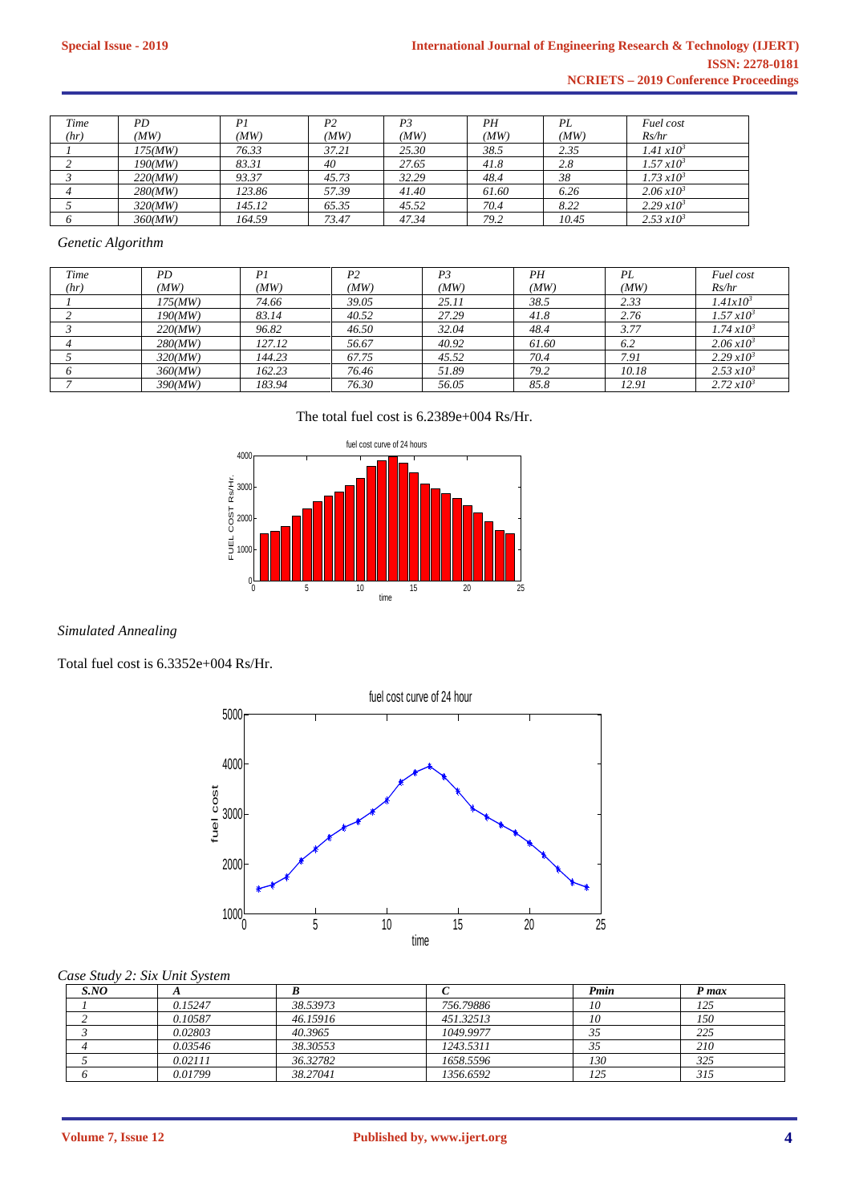| Time (hr) | PD (MW) | P1 (MW) | P2 (MW) | P3 (MW) | PH (MW) | PL (MW) | Fuel cost Rs/hr |
|---|---|---|---|---|---|---|---|
| 1 | 175(MW) | 76.33 | 37.21 | 25.30 | 38.5 | 2.35 | $1.41 x10^3$ |
| 2 | 190(MW) | 83.31 | 40 | 27.65 | 41.8 | 2.8 | $1.57 x10^3$ |
| 3 | 220(MW) | 93.37 | 45.73 | 32.29 | 48.4 | 38 | $1.73 x10^3$ |
| 4 | 280(MW) | 123.86 | 57.39 | 41.40 | 61.60 | 6.26 | $2.06 x10^3$ |
| 5 | 320(MW) | 145.12 | 65.35 | 45.52 | 70.4 | 8.22 | $2.29 x10^3$ |
| 6 | 360(MW) | 164.59 | 73.47 | 47.34 | 79.2 | 10.45 | $2.53 x10^3$ |

*Genetic Algorithm*

| Time (hr) | PD (MW) | P1 (MW) | P2 (MW) | P3 (MW) | PH (MW) | PL (MW) | Fuel cost Rs/hr |
|---|---|---|---|---|---|---|---|
| 1 | 175(MW) | 74.66 | 39.05 | 25.11 | 38.5 | 2.33 | $1.41x10^3$ |
| 2 | 190(MW) | 83.14 | 40.52 | 27.29 | 41.8 | 2.76 | $1.57 x10^3$ |
| 3 | 220(MW) | 96.82 | 46.50 | 32.04 | 48.4 | 3.77 | $1.74 x10^3$ |
| 4 | 280(MW) | 127.12 | 56.67 | 40.92 | 61.60 | 6.2 | $2.06 x10^3$ |
| 5 | 320(MW) | 144.23 | 67.75 | 45.52 | 70.4 | 7.91 | $2.29 x10^3$ |
| 6 | 360(MW) | 162.23 | 76.46 | 51.89 | 79.2 | 10.18 | $2.53 x10^3$ |
| 7 | 390(MW) | 183.94 | 76.30 | 56.05 | 85.8 | 12.91 | $2.72 x10^3$ |

The total fuel cost is 6.2389e+004 Rs/Hr.

*Simulated Annealing*

Total fuel cost is 6.3352e+004 Rs/Hr.

*Case Study 2: Six Unit System*

| S.NO | A | B | C | Pmin | P max |
|---|---|---|---|---|---|
| 1 | 0.15247 | 38.53973 | 756.79886 | 10 | 125 |
| 2 | 0.10587 | 46.15916 | 451.32513 | 10 | 150 |
| 3 | 0.02803 | 40.3965 | 1049.9977 | 35 | 225 |
| 4 | 0.03546 | 38.30553 | 1243.5311 | 35 | 210 |
| 5 | 0.02111 | 36.32782 | 1658.5596 | 130 | 325 |
| 6 | 0.01799 | 38.27041 | 1356.6592 | 125 | 315 |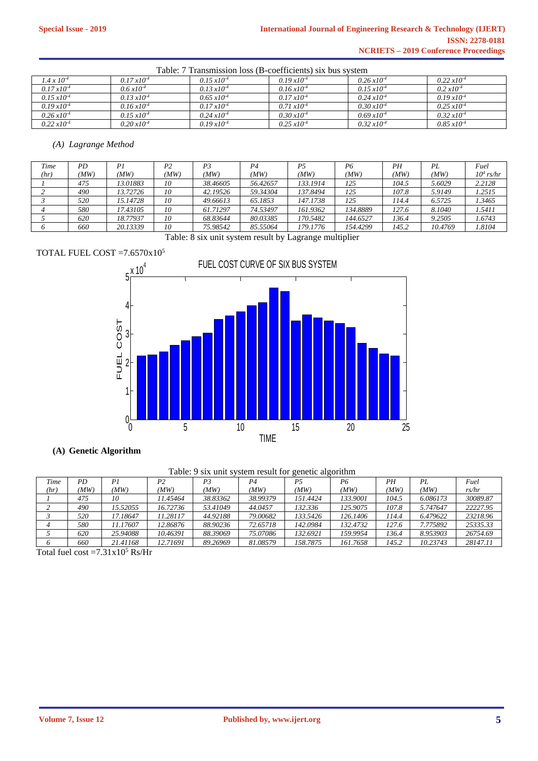Table: 7 Transmission loss (B-coefficients) six bus system

| | | | | | |
|---|---|---|---|---|---|
| $1.4 \times 10^{-4}$ | $0.17 x10^{-4}$ | $0.15 x10^{-4}$ | $0.19 x10^{-4}$ | $0.26 x10^{-4}$ | $0.22 x10^{-4}$ |
| $0.17 x10^{-4}$ | $0.6 x10^{-4}$ | $0.13 x10^{-4}$ | $0.16 x10^{-4}$ | $0.15 x10^{-4}$ | $0.2 x10^{-4}$ |
| $0.15 x10^{-4}$ | $0.13 x10^{-4}$ | $0.65 x10^{-4}$ | $0.17 x10^{-4}$ | $0.24 x10^{-4}$ | $0.19 x10^{-4}$ |
| $0.19 x10^{-4}$ | $0.16 x10^{-4}$ | $0.17 x10^{-4}$ | $0.71 x10^{-4}$ | $0.30 x10^{-4}$ | $0.25 x10^{-4}$ |
| $0.26 x10^{-4}$ | $0.15 x10^{-4}$ | $0.24 x10^{-4}$ | $0.30 x10^{-4}$ | $0.69 x10^{-4}$ | $0.32 x10^{-4}$ |
| $0.22 x10^{-4}$ | $0.20 x10^{-4}$ | $0.19 x10^{-4}$ | $0.25 x10^{-4}$ | $0.32 x10^{-4}$ | $0.85 x10^{-4}$ |

*(A) Lagrange Method*

| Time (hr) | PD (MW) | P1 (MW) | P2 (MW) | P3 (MW) | P4 (MW) | P5 (MW) | P6 (MW) | PH (MW) | PL (MW) | Fuel $10^4$ rs/hr |
|---|---|---|---|---|---|---|---|---|---|---|
| 1 | 475 | 13.01883 | 10 | 38.46605 | 56.42657 | 133.1914 | 125 | 104.5 | 5.6029 | 2.2128 |
| 2 | 490 | 13.72726 | 10 | 42.19526 | 59.34304 | 137.8494 | 125 | 107.8 | 5.9149 | 1.2515 |
| 3 | 520 | 15.14728 | 10 | 49.66613 | 65.1853 | 147.1738 | 125 | 114.4 | 6.5725 | 1.3465 |
| 4 | 580 | 17.43105 | 10 | 61.71297 | 74.53497 | 161.9362 | 134.8889 | 127.6 | 8.1040 | 1.5411 |
| 5 | 620 | 18.77937 | 10 | 68.83644 | 80.03385 | 170.5482 | 144.6527 | 136.4 | 9.2505 | 1.6743 |
| 6 | 660 | 20.13339 | 10 | 75.98542 | 85.55064 | 179.1776 | 154.4299 | 145.2 | 10.4769 | 1.8104 |

Table: 8 six unit system result by Lagrange multiplier

TOTAL FUEL COST $=7.6570 \times 10^5$

FUEL COST CURVE OF SIX BUS SYSTEM

**(A) Genetic Algorithm**

Table: 9 six unit system result for genetic algorithm

| Time (hr) | PD (MW) | P1 (MW) | P2 (MW) | P3 (MW) | P4 (MW) | P5 (MW) | P6 (MW) | PH (MW) | PL (MW) | Fuel rs/hr |
|---|---|---|---|---|---|---|---|---|---|---|
| 1 | 475 | 10 | 11.45464 | 38.83362 | 38.99379 | 151.4424 | 133.9001 | 104.5 | 6.086173 | 30089.87 |
| 2 | 490 | 15.52055 | 16.72736 | 53.41049 | 44.0457 | 132.336 | 125.9075 | 107.8 | 5.747647 | 22227.95 |
| 3 | 520 | 17.18647 | 11.28117 | 44.92188 | 79.00682 | 133.5426 | 126.1406 | 114.4 | 6.479622 | 23218.96 |
| 4 | 580 | 11.17607 | 12.86876 | 88.90236 | 72.65718 | 142.0984 | 132.4732 | 127.6 | 7.775892 | 25335.33 |
| 5 | 620 | 25.94088 | 10.46391 | 88.39069 | 75.07086 | 132.6921 | 159.9954 | 136.4 | 8.953903 | 26754.69 |
| 6 | 660 | 21.41168 | 12.71691 | 89.26969 | 81.08579 | 158.7875 | 161.7658 | 145.2 | 10.23743 | 28147.11 |

Total fuel cost $=7.31 \times 10^5$ Rs/Hr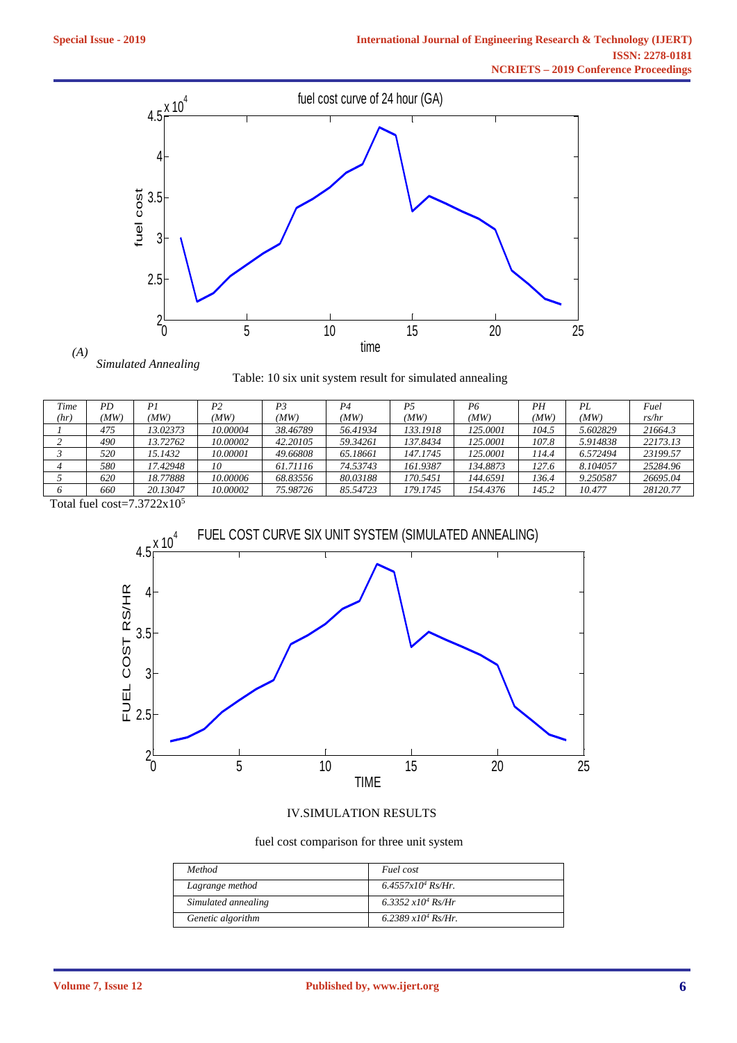*(A)*

*Simulated Annealing*

Table: 10 six unit system result for simulated annealing

| *Time (hr)* | *PD (MW)* | *P1 (MW)* | *P2 (MW)* | *P3 (MW)* | *P4 (MW)* | *P5 (MW)* | *P6 (MW)* | *PH (MW)* | *PL (MW)* | *Fuel rs/hr* |
|---|---|---|---|---|---|---|---|---|---|---|
| *1* | *475* | *13.02373* | *10.00004* | *38.46789* | *56.41934* | *133.1918* | *125.0001* | *104.5* | *5.602829* | *21664.3* |
| *2* | *490* | *13.72762* | *10.00002* | *42.20105* | *59.34261* | *137.8434* | *125.0001* | *107.8* | *5.914838* | *22173.13* |
| *3* | *520* | *15.1432* | *10.00001* | *49.66808* | *65.18661* | *147.1745* | *125.0001* | *114.4* | *6.572494* | *23199.57* |
| *4* | *580* | *17.42948* | *10* | *61.71116* | *74.53743* | *161.9387* | *134.8873* | *127.6* | *8.104057* | *25284.96* |
| *5* | *620* | *18.77888* | *10.00006* | *68.83556* | *80.03188* | *170.5451* | *144.6591* | *136.4* | *9.250587* | *26695.04* |
| *6* | *660* | *20.13047* | *10.00002* | *75.98726* | *85.54723* | *179.1745* | *154.4376* | *145.2* | *10.477* | *28120.77* |

Total fuel cost=$7.3722 \times 10^5$

## IV.SIMULATION RESULTS

fuel cost comparison for three unit system

| *Method* | *Fuel cost* |
|---|---|
| *Lagrange method* | *$6.4557 \times 10^4$ Rs/Hr.* |
| *Simulated annealing* | *$6.3352 \times 10^4$ Rs/Hr* |
| *Genetic algorithm* | *$6.2389 \times 10^4$ Rs/Hr.* |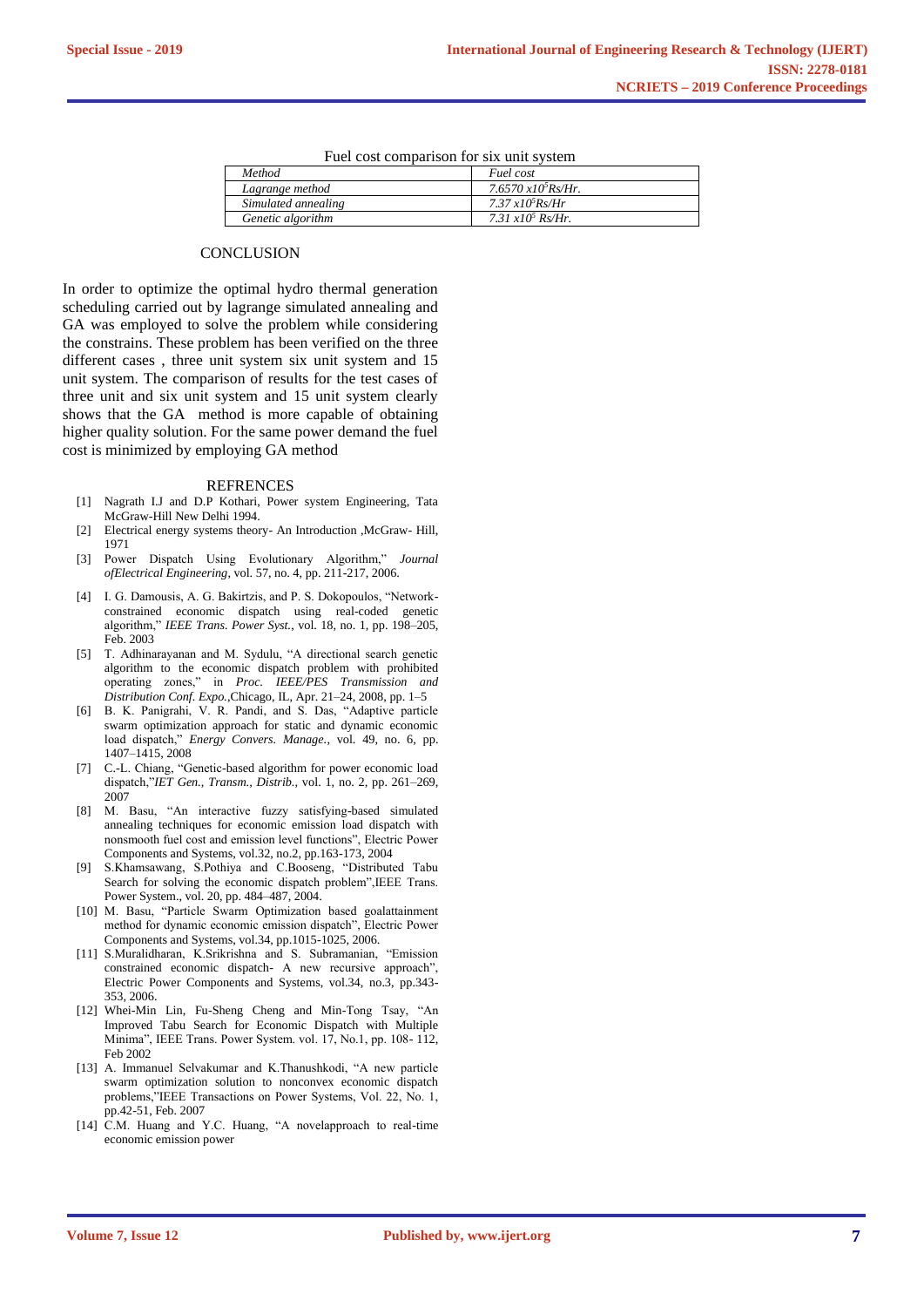Fuel cost comparison for six unit system

| *Method* | *Fuel cost* |
|---|---|
| *Lagrange method* | *7.6570 x$10^5$Rs/Hr.* |
| *Simulated annealing* | *7.37 x$10^5$Rs/Hr* |
| *Genetic algorithm* | *7.31 x$10^5$ Rs/Hr.* |

## CONCLUSION

In order to optimize the optimal hydro thermal generation scheduling carried out by lagrange simulated annealing and GA was employed to solve the problem while considering the constrains. These problem has been verified on the three different cases , three unit system six unit system and 15 unit system. The comparison of results for the test cases of three unit and six unit system and 15 unit system clearly shows that the GA method is more capable of obtaining higher quality solution. For the same power demand the fuel cost is minimized by employing GA method

## REFRENCES

[1] Nagrath I.J and D.P Kothari, Power system Engineering, Tata McGraw-Hill New Delhi 1994.

[2] Electrical energy systems theory- An Introduction ,McGraw- Hill, 1971

[3] Power Dispatch Using Evolutionary Algorithm," *Journal ofElectrical Engineering*, vol. 57, no. 4, pp. 211-217, 2006.

[4] I. G. Damousis, A. G. Bakirtzis, and P. S. Dokopoulos, "Network-constrained economic dispatch using real-coded genetic algorithm," *IEEE Trans. Power Syst.*, vol. 18, no. 1, pp. 198–205, Feb. 2003

[5] T. Adhinarayanan and M. Sydulu, "A directional search genetic algorithm to the economic dispatch problem with prohibited operating zones," in *Proc. IEEE/PES Transmission and Distribution Conf. Expo.*,Chicago, IL, Apr. 21–24, 2008, pp. 1–5

[6] B. K. Panigrahi, V. R. Pandi, and S. Das, "Adaptive particle swarm optimization approach for static and dynamic economic load dispatch," *Energy Convers. Manage.*, vol. 49, no. 6, pp. 1407–1415, 2008

[7] C.-L. Chiang, "Genetic-based algorithm for power economic load dispatch,"*IET Gen., Transm., Distrib.*, vol. 1, no. 2, pp. 261–269, 2007

[8] M. Basu, "An interactive fuzzy satisfying-based simulated annealing techniques for economic emission load dispatch with nonsmooth fuel cost and emission level functions", Electric Power Components and Systems, vol.32, no.2, pp.163-173, 2004

[9] S.Khamsawang, S.Pothiya and C.Booseng, "Distributed Tabu Search for solving the economic dispatch problem",IEEE Trans. Power System., vol. 20, pp. 484–487, 2004.

[10] M. Basu, "Particle Swarm Optimization based goalattainment method for dynamic economic emission dispatch", Electric Power Components and Systems, vol.34, pp.1015-1025, 2006.

[11] S.Muralidharan, K.Srikrishna and S. Subramanian, "Emission constrained economic dispatch- A new recursive approach", Electric Power Components and Systems, vol.34, no.3, pp.343-353, 2006.

[12] Whei-Min Lin, Fu-Sheng Cheng and Min-Tong Tsay, "An Improved Tabu Search for Economic Dispatch with Multiple Minima", IEEE Trans. Power System. vol. 17, No.1, pp. 108- 112, Feb 2002

[13] A. Immanuel Selvakumar and K.Thanushkodi, "A new particle swarm optimization solution to nonconvex economic dispatch problems,"IEEE Transactions on Power Systems, Vol. 22, No. 1, pp.42-51, Feb. 2007

[14] C.M. Huang and Y.C. Huang, "A novelapproach to real-time economic emission power